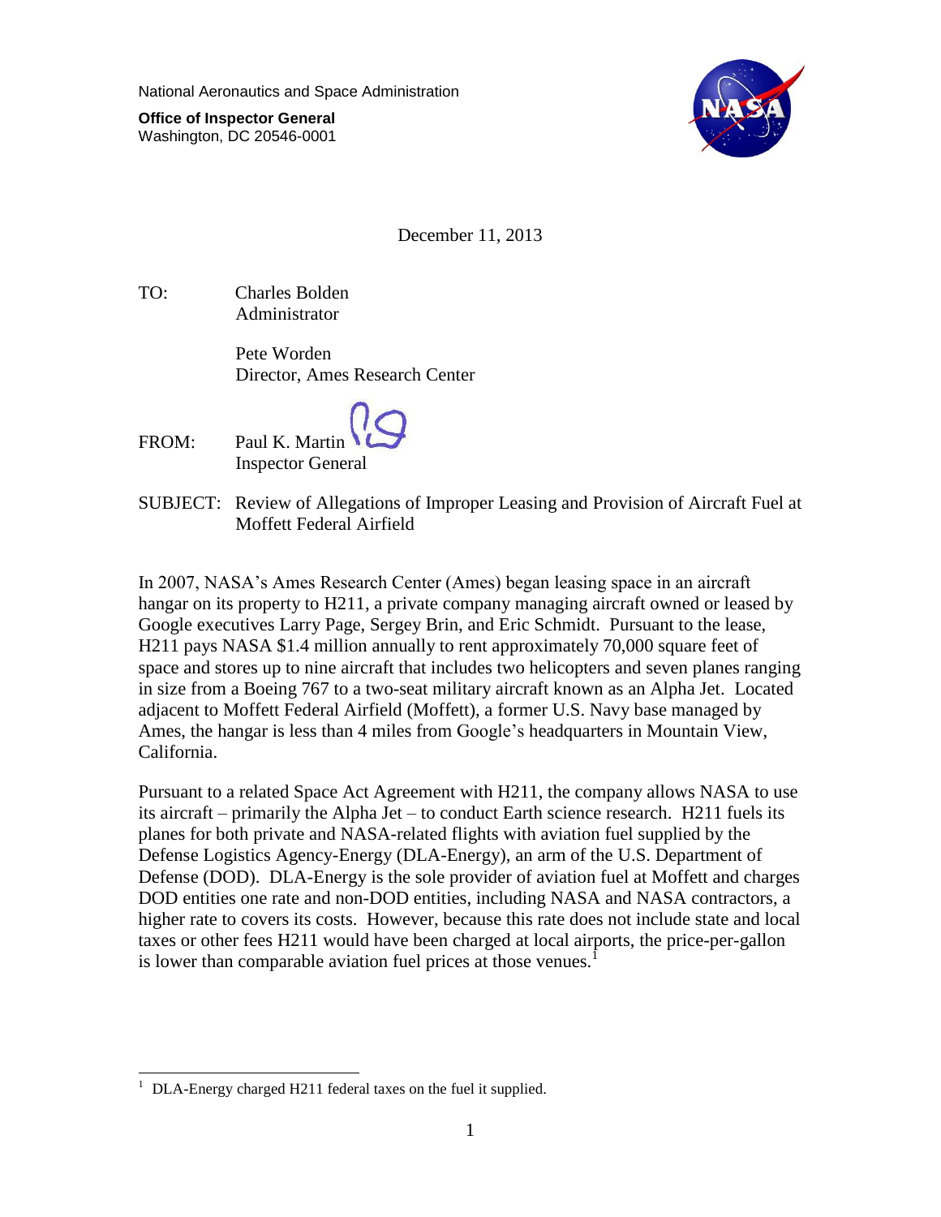National Aeronautics and Space Administration

**Office of Inspector General**
Washington, DC 20546-0001

December 11, 2013

TO: Charles Bolden
Administrator

Pete Worden
Director, Ames Research Center

FROM: Paul K. Martin
Inspector General

SUBJECT: Review of Allegations of Improper Leasing and Provision of Aircraft Fuel at Moffett Federal Airfield

In 2007, NASA's Ames Research Center (Ames) began leasing space in an aircraft hangar on its property to H211, a private company managing aircraft owned or leased by Google executives Larry Page, Sergey Brin, and Eric Schmidt. Pursuant to the lease, H211 pays NASA $1.4 million annually to rent approximately 70,000 square feet of space and stores up to nine aircraft that includes two helicopters and seven planes ranging in size from a Boeing 767 to a two-seat military aircraft known as an Alpha Jet. Located adjacent to Moffett Federal Airfield (Moffett), a former U.S. Navy base managed by Ames, the hangar is less than 4 miles from Google's headquarters in Mountain View, California.

Pursuant to a related Space Act Agreement with H211, the company allows NASA to use its aircraft – primarily the Alpha Jet – to conduct Earth science research. H211 fuels its planes for both private and NASA-related flights with aviation fuel supplied by the Defense Logistics Agency-Energy (DLA-Energy), an arm of the U.S. Department of Defense (DOD). DLA-Energy is the sole provider of aviation fuel at Moffett and charges DOD entities one rate and non-DOD entities, including NASA and NASA contractors, a higher rate to covers its costs. However, because this rate does not include state and local taxes or other fees H211 would have been charged at local airports, the price-per-gallon is lower than comparable aviation fuel prices at those venues.[1]

[1] DLA-Energy charged H211 federal taxes on the fuel it supplied.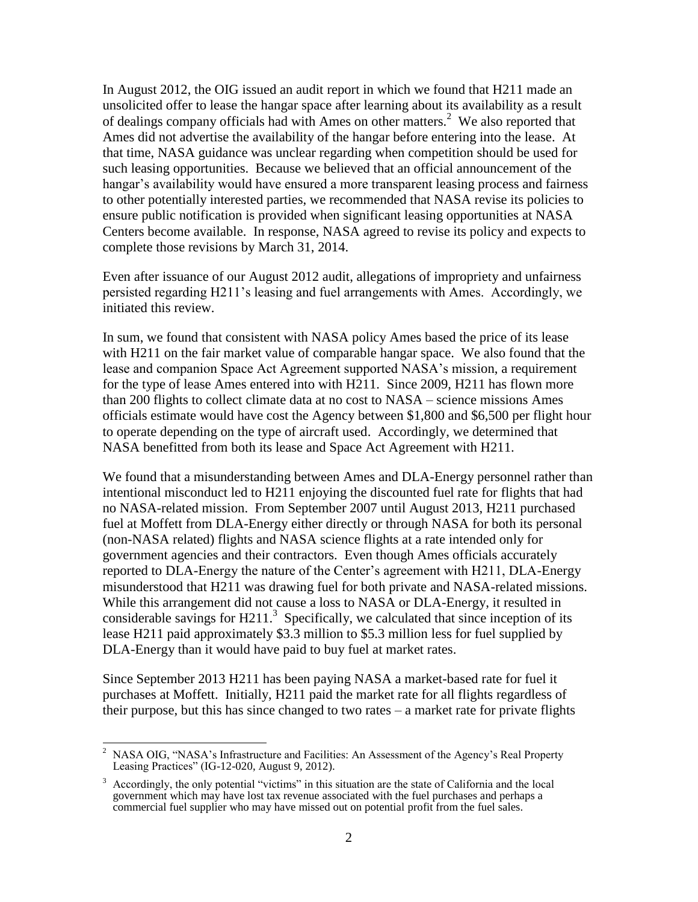In August 2012, the OIG issued an audit report in which we found that H211 made an unsolicited offer to lease the hangar space after learning about its availability as a result of dealings company officials had with Ames on other matters.[2] We also reported that Ames did not advertise the availability of the hangar before entering into the lease. At that time, NASA guidance was unclear regarding when competition should be used for such leasing opportunities. Because we believed that an official announcement of the hangar's availability would have ensured a more transparent leasing process and fairness to other potentially interested parties, we recommended that NASA revise its policies to ensure public notification is provided when significant leasing opportunities at NASA Centers become available. In response, NASA agreed to revise its policy and expects to complete those revisions by March 31, 2014.

Even after issuance of our August 2012 audit, allegations of impropriety and unfairness persisted regarding H211's leasing and fuel arrangements with Ames. Accordingly, we initiated this review.

In sum, we found that consistent with NASA policy Ames based the price of its lease with H211 on the fair market value of comparable hangar space. We also found that the lease and companion Space Act Agreement supported NASA's mission, a requirement for the type of lease Ames entered into with H211. Since 2009, H211 has flown more than 200 flights to collect climate data at no cost to NASA – science missions Ames officials estimate would have cost the Agency between $1,800 and $6,500 per flight hour to operate depending on the type of aircraft used. Accordingly, we determined that NASA benefitted from both its lease and Space Act Agreement with H211.

We found that a misunderstanding between Ames and DLA-Energy personnel rather than intentional misconduct led to H211 enjoying the discounted fuel rate for flights that had no NASA-related mission. From September 2007 until August 2013, H211 purchased fuel at Moffett from DLA-Energy either directly or through NASA for both its personal (non-NASA related) flights and NASA science flights at a rate intended only for government agencies and their contractors. Even though Ames officials accurately reported to DLA-Energy the nature of the Center's agreement with H211, DLA-Energy misunderstood that H211 was drawing fuel for both private and NASA-related missions. While this arrangement did not cause a loss to NASA or DLA-Energy, it resulted in considerable savings for H211.[3] Specifically, we calculated that since inception of its lease H211 paid approximately $3.3 million to $5.3 million less for fuel supplied by DLA-Energy than it would have paid to buy fuel at market rates.

Since September 2013 H211 has been paying NASA a market-based rate for fuel it purchases at Moffett. Initially, H211 paid the market rate for all flights regardless of their purpose, but this has since changed to two rates – a market rate for private flights

---

[2] NASA OIG, "NASA's Infrastructure and Facilities: An Assessment of the Agency's Real Property Leasing Practices" (IG-12-020, August 9, 2012).

[3] Accordingly, the only potential "victims" in this situation are the state of California and the local government which may have lost tax revenue associated with the fuel purchases and perhaps a commercial fuel supplier who may have missed out on potential profit from the fuel sales.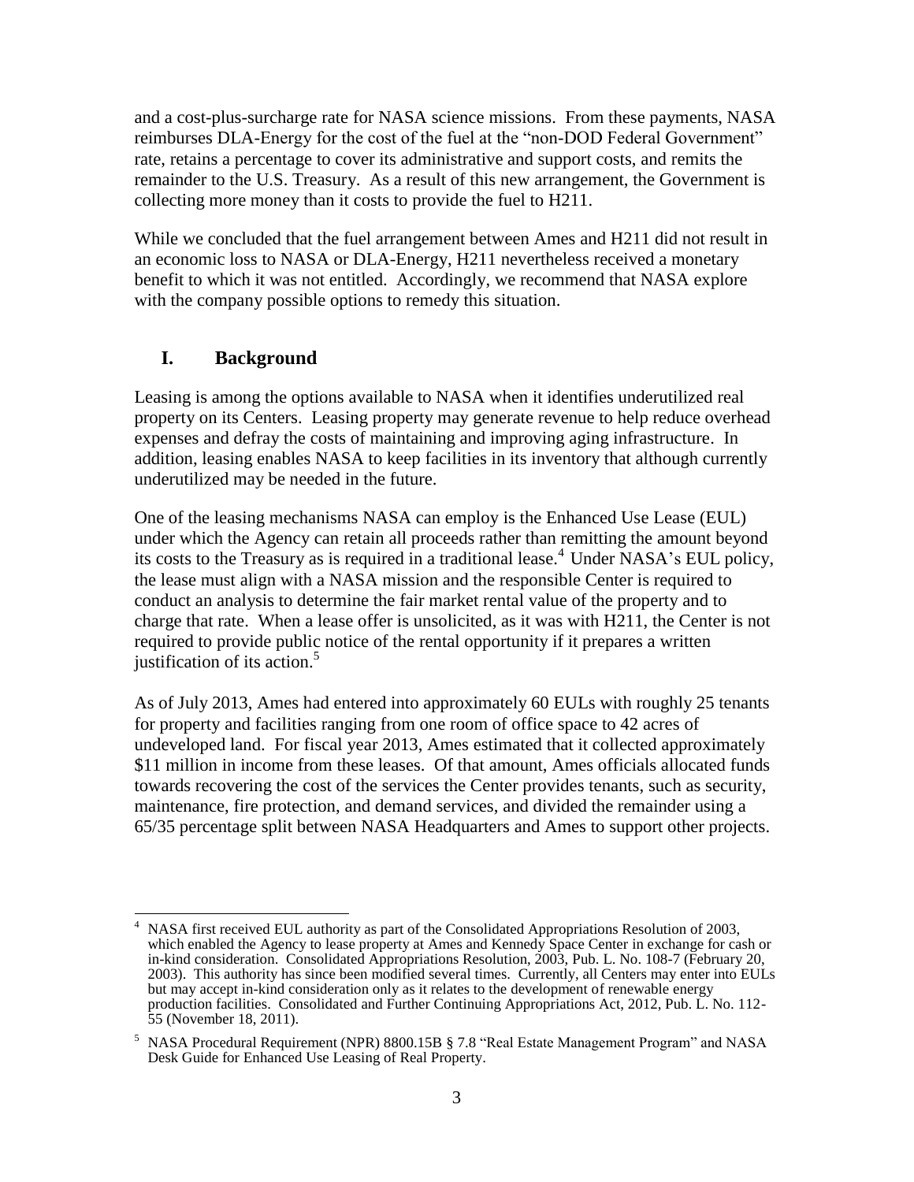and a cost-plus-surcharge rate for NASA science missions. From these payments, NASA reimburses DLA-Energy for the cost of the fuel at the "non-DOD Federal Government" rate, retains a percentage to cover its administrative and support costs, and remits the remainder to the U.S. Treasury. As a result of this new arrangement, the Government is collecting more money than it costs to provide the fuel to H211.

While we concluded that the fuel arrangement between Ames and H211 did not result in an economic loss to NASA or DLA-Energy, H211 nevertheless received a monetary benefit to which it was not entitled. Accordingly, we recommend that NASA explore with the company possible options to remedy this situation.

## I. Background

Leasing is among the options available to NASA when it identifies underutilized real property on its Centers. Leasing property may generate revenue to help reduce overhead expenses and defray the costs of maintaining and improving aging infrastructure. In addition, leasing enables NASA to keep facilities in its inventory that although currently underutilized may be needed in the future.

One of the leasing mechanisms NASA can employ is the Enhanced Use Lease (EUL) under which the Agency can retain all proceeds rather than remitting the amount beyond its costs to the Treasury as is required in a traditional lease.[4] Under NASA's EUL policy, the lease must align with a NASA mission and the responsible Center is required to conduct an analysis to determine the fair market rental value of the property and to charge that rate. When a lease offer is unsolicited, as it was with H211, the Center is not required to provide public notice of the rental opportunity if it prepares a written justification of its action.[5]

As of July 2013, Ames had entered into approximately 60 EULs with roughly 25 tenants for property and facilities ranging from one room of office space to 42 acres of undeveloped land. For fiscal year 2013, Ames estimated that it collected approximately \$11 million in income from these leases. Of that amount, Ames officials allocated funds towards recovering the cost of the services the Center provides tenants, such as security, maintenance, fire protection, and demand services, and divided the remainder using a 65/35 percentage split between NASA Headquarters and Ames to support other projects.

---

[4] NASA first received EUL authority as part of the Consolidated Appropriations Resolution of 2003, which enabled the Agency to lease property at Ames and Kennedy Space Center in exchange for cash or in-kind consideration. Consolidated Appropriations Resolution, 2003, Pub. L. No. 108-7 (February 20, 2003). This authority has since been modified several times. Currently, all Centers may enter into EULs but may accept in-kind consideration only as it relates to the development of renewable energy production facilities. Consolidated and Further Continuing Appropriations Act, 2012, Pub. L. No. 112-55 (November 18, 2011).

[5] NASA Procedural Requirement (NPR) 8800.15B § 7.8 "Real Estate Management Program" and NASA Desk Guide for Enhanced Use Leasing of Real Property.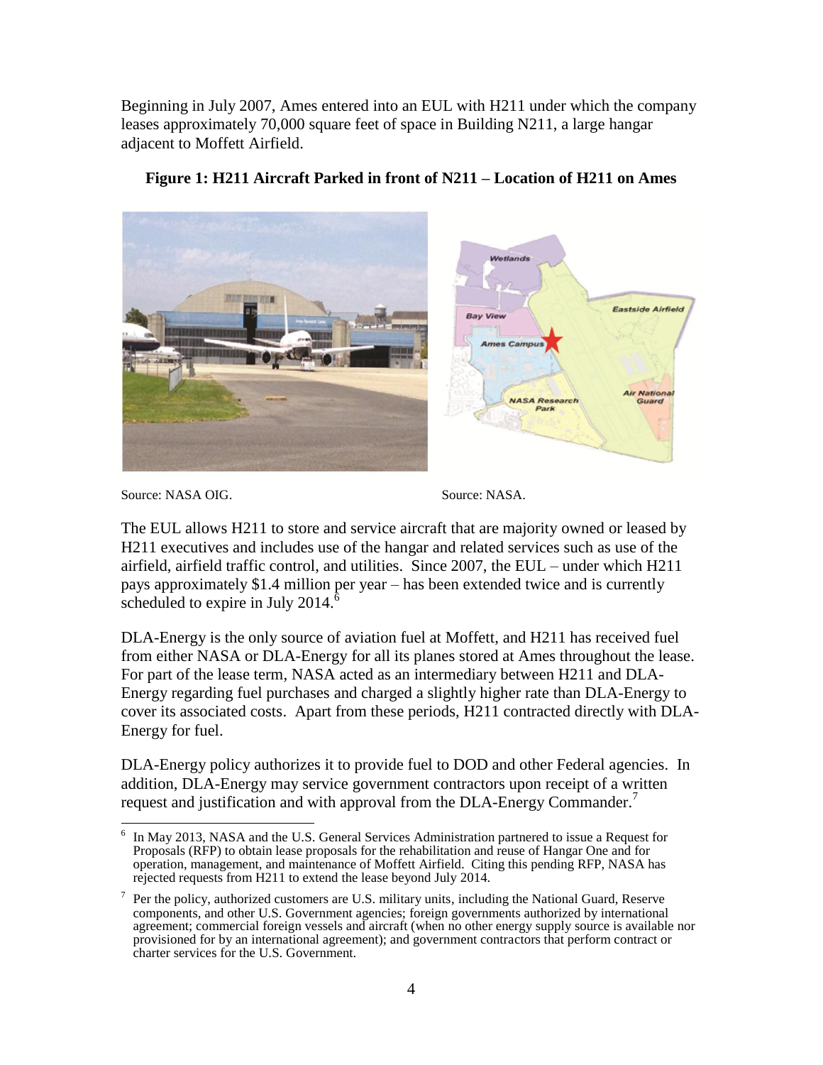Beginning in July 2007, Ames entered into an EUL with H211 under which the company leases approximately 70,000 square feet of space in Building N211, a large hangar adjacent to Moffett Airfield.

**Figure 1: H211 Aircraft Parked in front of N211 – Location of H211 on Ames**

Source: NASA OIG. Source: NASA.

The EUL allows H211 to store and service aircraft that are majority owned or leased by H211 executives and includes use of the hangar and related services such as use of the airfield, airfield traffic control, and utilities. Since 2007, the EUL – under which H211 pays approximately $1.4 million per year – has been extended twice and is currently scheduled to expire in July 2014.[6]

DLA-Energy is the only source of aviation fuel at Moffett, and H211 has received fuel from either NASA or DLA-Energy for all its planes stored at Ames throughout the lease. For part of the lease term, NASA acted as an intermediary between H211 and DLA-Energy regarding fuel purchases and charged a slightly higher rate than DLA-Energy to cover its associated costs. Apart from these periods, H211 contracted directly with DLA-Energy for fuel.

DLA-Energy policy authorizes it to provide fuel to DOD and other Federal agencies. In addition, DLA-Energy may service government contractors upon receipt of a written request and justification and with approval from the DLA-Energy Commander.[7]

---

[6] In May 2013, NASA and the U.S. General Services Administration partnered to issue a Request for Proposals (RFP) to obtain lease proposals for the rehabilitation and reuse of Hangar One and for operation, management, and maintenance of Moffett Airfield. Citing this pending RFP, NASA has rejected requests from H211 to extend the lease beyond July 2014.

[7] Per the policy, authorized customers are U.S. military units, including the National Guard, Reserve components, and other U.S. Government agencies; foreign governments authorized by international agreement; commercial foreign vessels and aircraft (when no other energy supply source is available nor provisioned for by an international agreement); and government contractors that perform contract or charter services for the U.S. Government.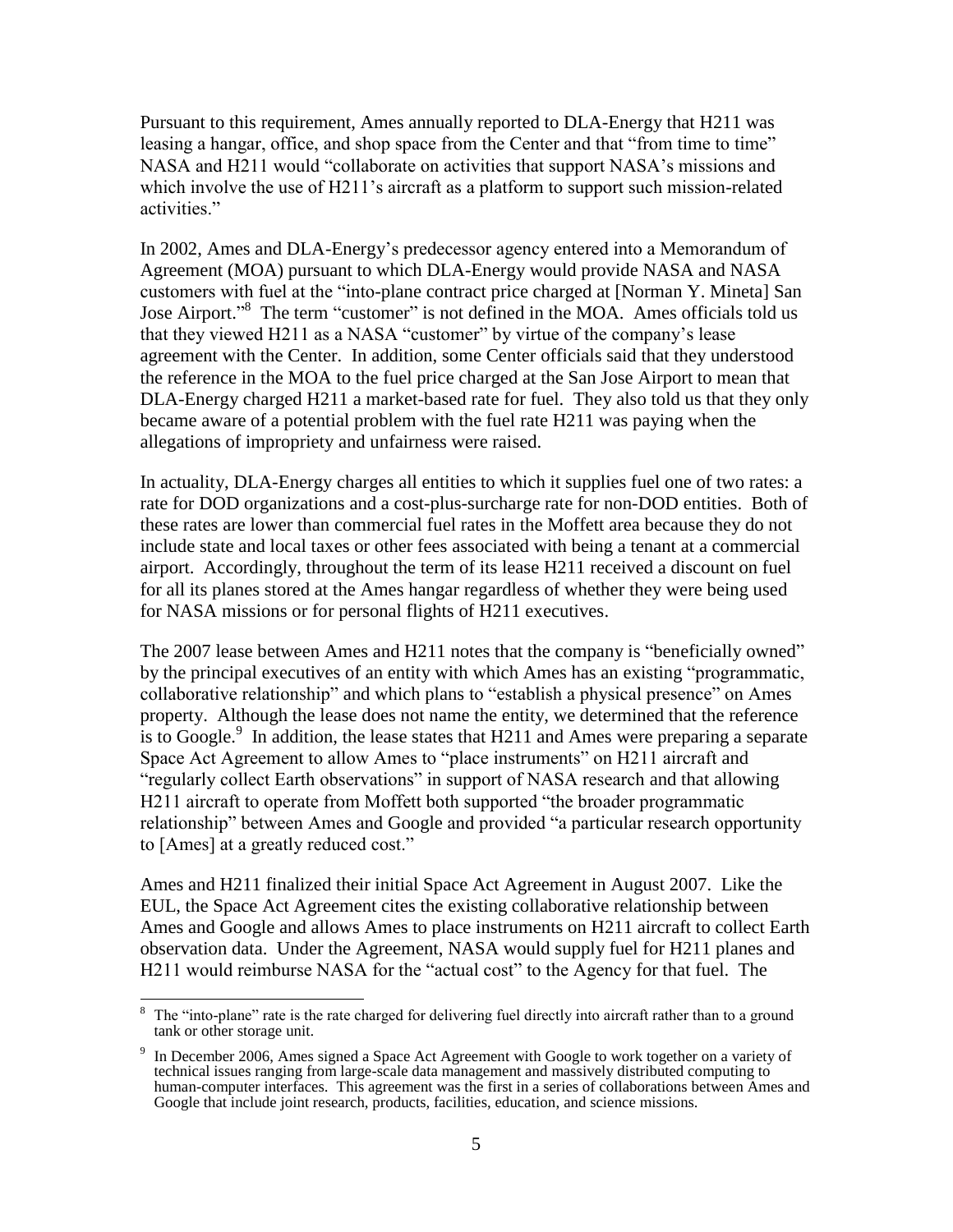Pursuant to this requirement, Ames annually reported to DLA-Energy that H211 was leasing a hangar, office, and shop space from the Center and that "from time to time" NASA and H211 would "collaborate on activities that support NASA's missions and which involve the use of H211's aircraft as a platform to support such mission-related activities."

In 2002, Ames and DLA-Energy's predecessor agency entered into a Memorandum of Agreement (MOA) pursuant to which DLA-Energy would provide NASA and NASA customers with fuel at the "into-plane contract price charged at [Norman Y. Mineta] San Jose Airport."[8] The term "customer" is not defined in the MOA. Ames officials told us that they viewed H211 as a NASA "customer" by virtue of the company's lease agreement with the Center. In addition, some Center officials said that they understood the reference in the MOA to the fuel price charged at the San Jose Airport to mean that DLA-Energy charged H211 a market-based rate for fuel. They also told us that they only became aware of a potential problem with the fuel rate H211 was paying when the allegations of impropriety and unfairness were raised.

In actuality, DLA-Energy charges all entities to which it supplies fuel one of two rates: a rate for DOD organizations and a cost-plus-surcharge rate for non-DOD entities. Both of these rates are lower than commercial fuel rates in the Moffett area because they do not include state and local taxes or other fees associated with being a tenant at a commercial airport. Accordingly, throughout the term of its lease H211 received a discount on fuel for all its planes stored at the Ames hangar regardless of whether they were being used for NASA missions or for personal flights of H211 executives.

The 2007 lease between Ames and H211 notes that the company is "beneficially owned" by the principal executives of an entity with which Ames has an existing "programmatic, collaborative relationship" and which plans to "establish a physical presence" on Ames property. Although the lease does not name the entity, we determined that the reference is to Google.[9] In addition, the lease states that H211 and Ames were preparing a separate Space Act Agreement to allow Ames to "place instruments" on H211 aircraft and "regularly collect Earth observations" in support of NASA research and that allowing H211 aircraft to operate from Moffett both supported "the broader programmatic relationship" between Ames and Google and provided "a particular research opportunity to [Ames] at a greatly reduced cost."

Ames and H211 finalized their initial Space Act Agreement in August 2007. Like the EUL, the Space Act Agreement cites the existing collaborative relationship between Ames and Google and allows Ames to place instruments on H211 aircraft to collect Earth observation data. Under the Agreement, NASA would supply fuel for H211 planes and H211 would reimburse NASA for the "actual cost" to the Agency for that fuel. The

---

[8] The "into-plane" rate is the rate charged for delivering fuel directly into aircraft rather than to a ground tank or other storage unit.

[9] In December 2006, Ames signed a Space Act Agreement with Google to work together on a variety of technical issues ranging from large-scale data management and massively distributed computing to human-computer interfaces. This agreement was the first in a series of collaborations between Ames and Google that include joint research, products, facilities, education, and science missions.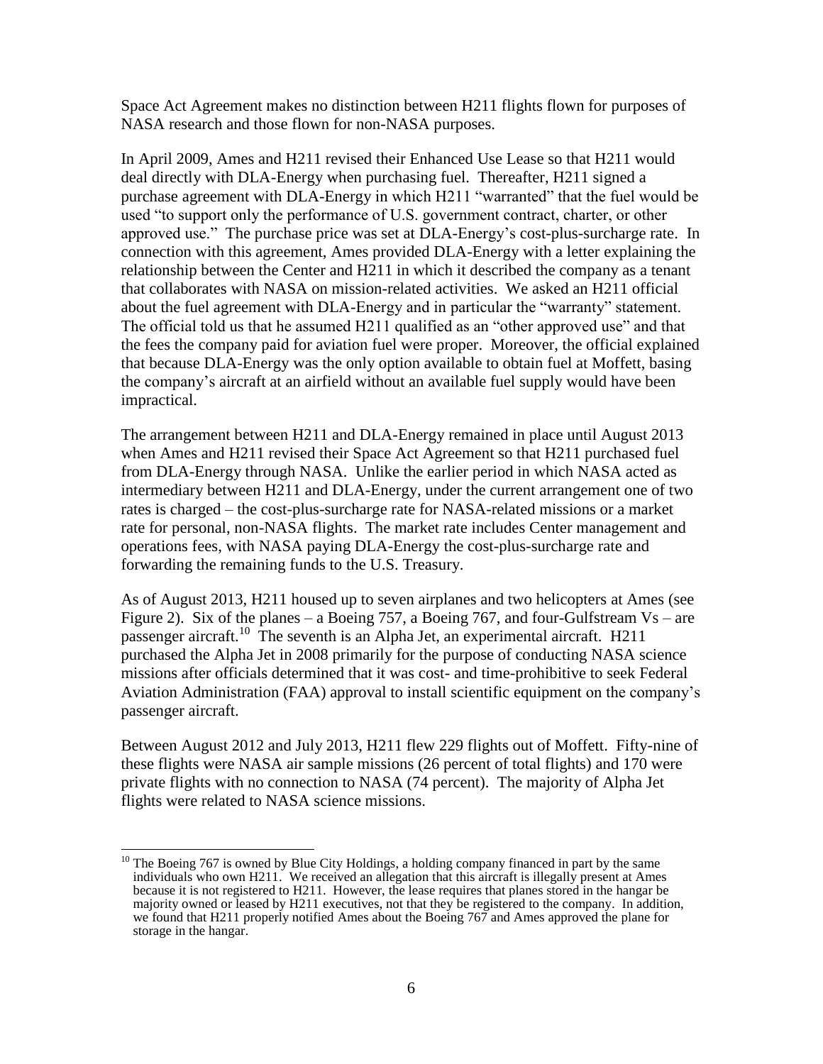Space Act Agreement makes no distinction between H211 flights flown for purposes of NASA research and those flown for non-NASA purposes.

In April 2009, Ames and H211 revised their Enhanced Use Lease so that H211 would deal directly with DLA-Energy when purchasing fuel. Thereafter, H211 signed a purchase agreement with DLA-Energy in which H211 "warranted" that the fuel would be used "to support only the performance of U.S. government contract, charter, or other approved use." The purchase price was set at DLA-Energy's cost-plus-surcharge rate. In connection with this agreement, Ames provided DLA-Energy with a letter explaining the relationship between the Center and H211 in which it described the company as a tenant that collaborates with NASA on mission-related activities. We asked an H211 official about the fuel agreement with DLA-Energy and in particular the "warranty" statement. The official told us that he assumed H211 qualified as an "other approved use" and that the fees the company paid for aviation fuel were proper. Moreover, the official explained that because DLA-Energy was the only option available to obtain fuel at Moffett, basing the company's aircraft at an airfield without an available fuel supply would have been impractical.

The arrangement between H211 and DLA-Energy remained in place until August 2013 when Ames and H211 revised their Space Act Agreement so that H211 purchased fuel from DLA-Energy through NASA. Unlike the earlier period in which NASA acted as intermediary between H211 and DLA-Energy, under the current arrangement one of two rates is charged – the cost-plus-surcharge rate for NASA-related missions or a market rate for personal, non-NASA flights. The market rate includes Center management and operations fees, with NASA paying DLA-Energy the cost-plus-surcharge rate and forwarding the remaining funds to the U.S. Treasury.

As of August 2013, H211 housed up to seven airplanes and two helicopters at Ames (see Figure 2). Six of the planes – a Boeing 757, a Boeing 767, and four-Gulfstream Vs – are passenger aircraft.[10] The seventh is an Alpha Jet, an experimental aircraft. H211 purchased the Alpha Jet in 2008 primarily for the purpose of conducting NASA science missions after officials determined that it was cost- and time-prohibitive to seek Federal Aviation Administration (FAA) approval to install scientific equipment on the company's passenger aircraft.

Between August 2012 and July 2013, H211 flew 229 flights out of Moffett. Fifty-nine of these flights were NASA air sample missions (26 percent of total flights) and 170 were private flights with no connection to NASA (74 percent). The majority of Alpha Jet flights were related to NASA science missions.

---

[10] The Boeing 767 is owned by Blue City Holdings, a holding company financed in part by the same individuals who own H211. We received an allegation that this aircraft is illegally present at Ames because it is not registered to H211. However, the lease requires that planes stored in the hangar be majority owned or leased by H211 executives, not that they be registered to the company. In addition, we found that H211 properly notified Ames about the Boeing 767 and Ames approved the plane for storage in the hangar.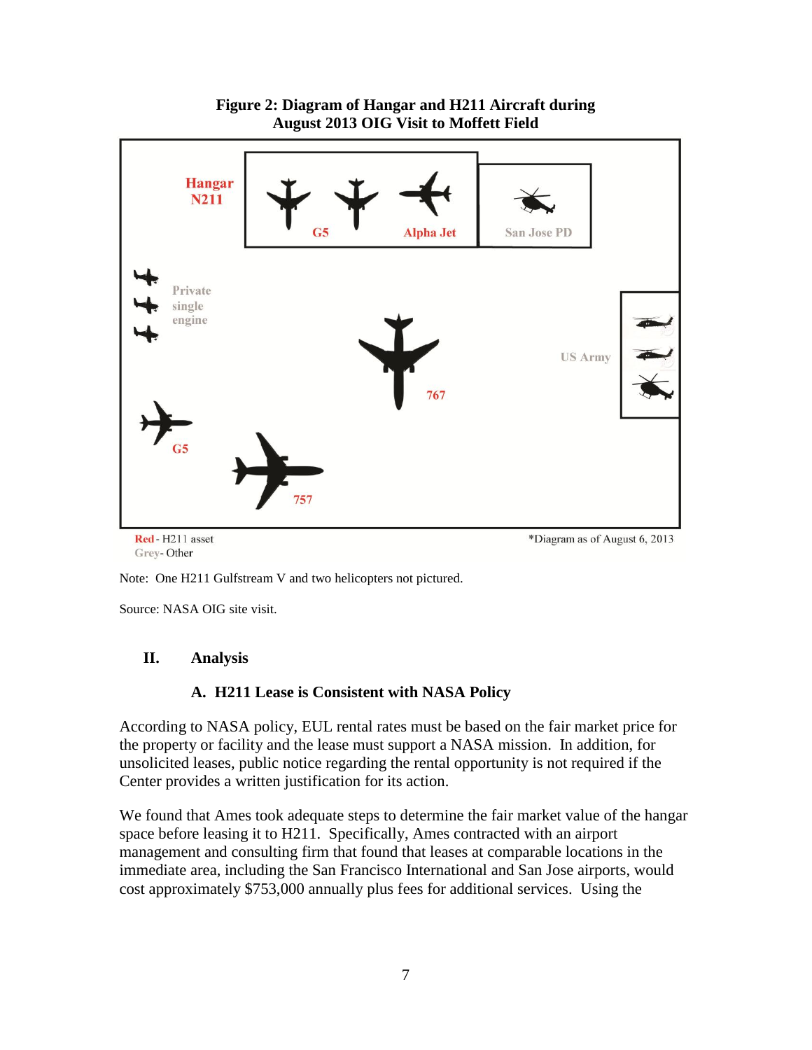**Figure 2: Diagram of Hangar and H211 Aircraft during August 2013 OIG Visit to Moffett Field**

Hangar N211

G5

Alpha Jet

San Jose PD

Private single engine

767

US Army

G5

757

Red - H211 asset
Grey - Other

*Diagram as of August 6, 2013

Note: One H211 Gulfstream V and two helicopters not pictured.

Source: NASA OIG site visit.

## II. Analysis

### A. H211 Lease is Consistent with NASA Policy

According to NASA policy, EUL rental rates must be based on the fair market price for the property or facility and the lease must support a NASA mission. In addition, for unsolicited leases, public notice regarding the rental opportunity is not required if the Center provides a written justification for its action.

We found that Ames took adequate steps to determine the fair market value of the hangar space before leasing it to H211. Specifically, Ames contracted with an airport management and consulting firm that found that leases at comparable locations in the immediate area, including the San Francisco International and San Jose airports, would cost approximately $753,000 annually plus fees for additional services. Using the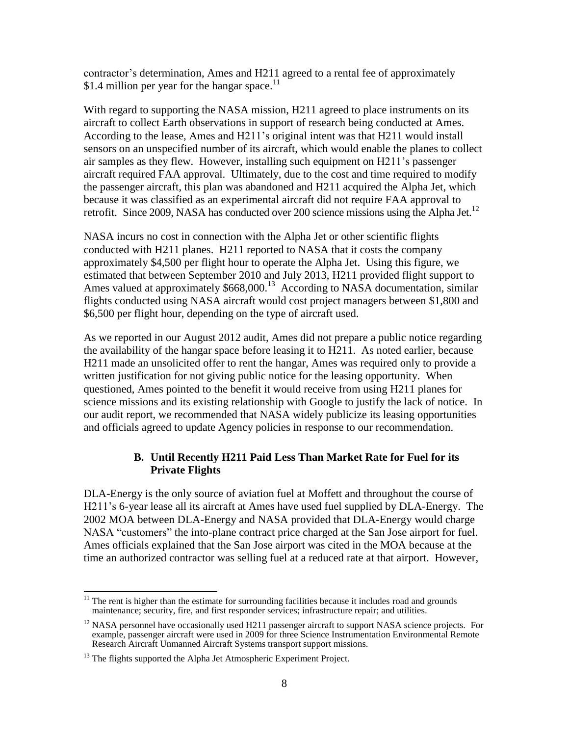contractor's determination, Ames and H211 agreed to a rental fee of approximately $1.4 million per year for the hangar space.[11]

With regard to supporting the NASA mission, H211 agreed to place instruments on its aircraft to collect Earth observations in support of research being conducted at Ames. According to the lease, Ames and H211's original intent was that H211 would install sensors on an unspecified number of its aircraft, which would enable the planes to collect air samples as they flew. However, installing such equipment on H211's passenger aircraft required FAA approval. Ultimately, due to the cost and time required to modify the passenger aircraft, this plan was abandoned and H211 acquired the Alpha Jet, which because it was classified as an experimental aircraft did not require FAA approval to retrofit. Since 2009, NASA has conducted over 200 science missions using the Alpha Jet.[12]

NASA incurs no cost in connection with the Alpha Jet or other scientific flights conducted with H211 planes. H211 reported to NASA that it costs the company approximately $4,500 per flight hour to operate the Alpha Jet. Using this figure, we estimated that between September 2010 and July 2013, H211 provided flight support to Ames valued at approximately $668,000.[13] According to NASA documentation, similar flights conducted using NASA aircraft would cost project managers between $1,800 and $6,500 per flight hour, depending on the type of aircraft used.

As we reported in our August 2012 audit, Ames did not prepare a public notice regarding the availability of the hangar space before leasing it to H211. As noted earlier, because H211 made an unsolicited offer to rent the hangar, Ames was required only to provide a written justification for not giving public notice for the leasing opportunity. When questioned, Ames pointed to the benefit it would receive from using H211 planes for science missions and its existing relationship with Google to justify the lack of notice. In our audit report, we recommended that NASA widely publicize its leasing opportunities and officials agreed to update Agency policies in response to our recommendation.

### B. Until Recently H211 Paid Less Than Market Rate for Fuel for its Private Flights

DLA-Energy is the only source of aviation fuel at Moffett and throughout the course of H211's 6-year lease all its aircraft at Ames have used fuel supplied by DLA-Energy. The 2002 MOA between DLA-Energy and NASA provided that DLA-Energy would charge NASA "customers" the into-plane contract price charged at the San Jose airport for fuel. Ames officials explained that the San Jose airport was cited in the MOA because at the time an authorized contractor was selling fuel at a reduced rate at that airport. However,

---

[11] The rent is higher than the estimate for surrounding facilities because it includes road and grounds maintenance; security, fire, and first responder services; infrastructure repair; and utilities.

[12] NASA personnel have occasionally used H211 passenger aircraft to support NASA science projects. For example, passenger aircraft were used in 2009 for three Science Instrumentation Environmental Remote Research Aircraft Unmanned Aircraft Systems transport support missions.

[13] The flights supported the Alpha Jet Atmospheric Experiment Project.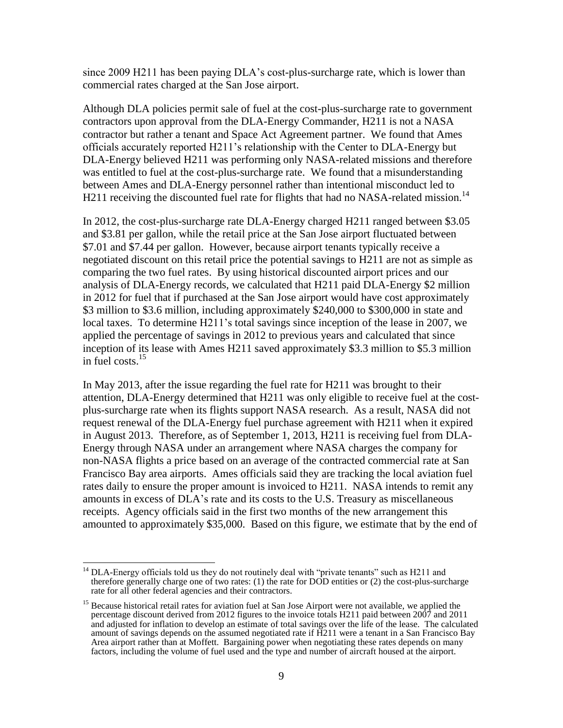since 2009 H211 has been paying DLA's cost-plus-surcharge rate, which is lower than commercial rates charged at the San Jose airport.

Although DLA policies permit sale of fuel at the cost-plus-surcharge rate to government contractors upon approval from the DLA-Energy Commander, H211 is not a NASA contractor but rather a tenant and Space Act Agreement partner. We found that Ames officials accurately reported H211's relationship with the Center to DLA-Energy but DLA-Energy believed H211 was performing only NASA-related missions and therefore was entitled to fuel at the cost-plus-surcharge rate. We found that a misunderstanding between Ames and DLA-Energy personnel rather than intentional misconduct led to H211 receiving the discounted fuel rate for flights that had no NASA-related mission.[14]

In 2012, the cost-plus-surcharge rate DLA-Energy charged H211 ranged between $3.05 and $3.81 per gallon, while the retail price at the San Jose airport fluctuated between $7.01 and $7.44 per gallon. However, because airport tenants typically receive a negotiated discount on this retail price the potential savings to H211 are not as simple as comparing the two fuel rates. By using historical discounted airport prices and our analysis of DLA-Energy records, we calculated that H211 paid DLA-Energy $2 million in 2012 for fuel that if purchased at the San Jose airport would have cost approximately $3 million to $3.6 million, including approximately $240,000 to $300,000 in state and local taxes. To determine H211's total savings since inception of the lease in 2007, we applied the percentage of savings in 2012 to previous years and calculated that since inception of its lease with Ames H211 saved approximately $3.3 million to $5.3 million in fuel costs.[15]

In May 2013, after the issue regarding the fuel rate for H211 was brought to their attention, DLA-Energy determined that H211 was only eligible to receive fuel at the cost-plus-surcharge rate when its flights support NASA research. As a result, NASA did not request renewal of the DLA-Energy fuel purchase agreement with H211 when it expired in August 2013. Therefore, as of September 1, 2013, H211 is receiving fuel from DLA-Energy through NASA under an arrangement where NASA charges the company for non-NASA flights a price based on an average of the contracted commercial rate at San Francisco Bay area airports. Ames officials said they are tracking the local aviation fuel rates daily to ensure the proper amount is invoiced to H211. NASA intends to remit any amounts in excess of DLA's rate and its costs to the U.S. Treasury as miscellaneous receipts. Agency officials said in the first two months of the new arrangement this amounted to approximately $35,000. Based on this figure, we estimate that by the end of

---

[14] DLA-Energy officials told us they do not routinely deal with "private tenants" such as H211 and therefore generally charge one of two rates: (1) the rate for DOD entities or (2) the cost-plus-surcharge rate for all other federal agencies and their contractors.

[15] Because historical retail rates for aviation fuel at San Jose Airport were not available, we applied the percentage discount derived from 2012 figures to the invoice totals H211 paid between 2007 and 2011 and adjusted for inflation to develop an estimate of total savings over the life of the lease. The calculated amount of savings depends on the assumed negotiated rate if H211 were a tenant in a San Francisco Bay Area airport rather than at Moffett. Bargaining power when negotiating these rates depends on many factors, including the volume of fuel used and the type and number of aircraft housed at the airport.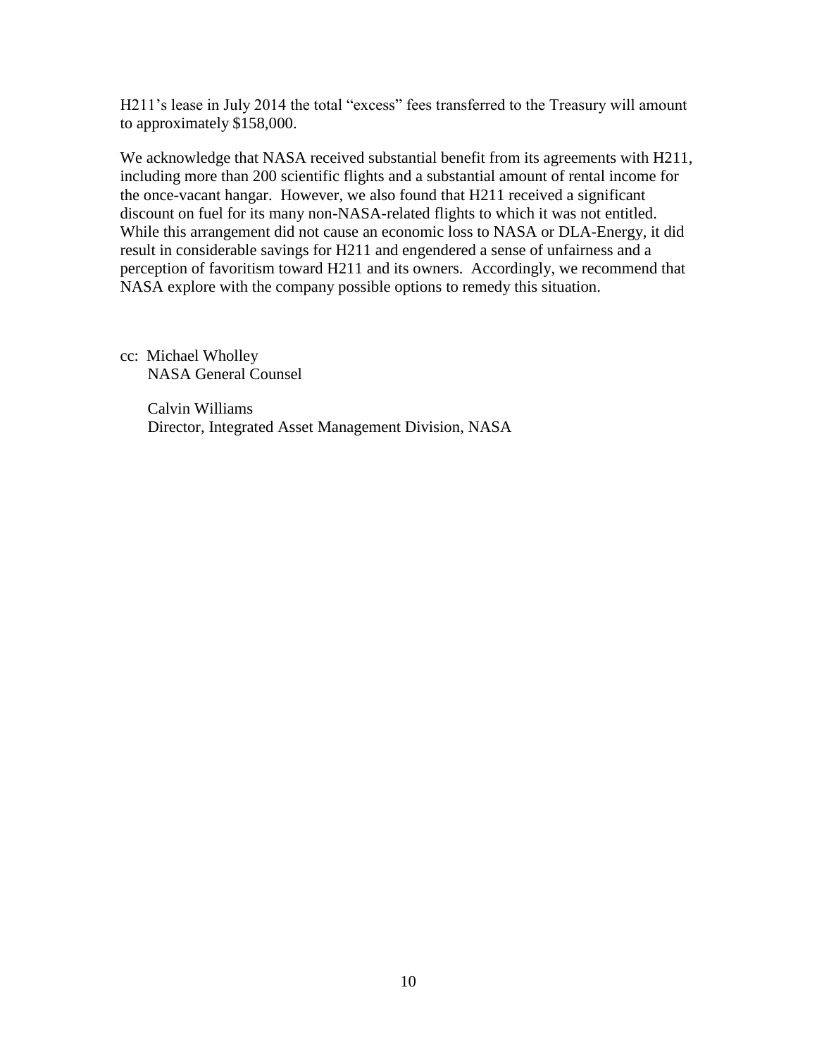H211's lease in July 2014 the total "excess" fees transferred to the Treasury will amount to approximately $158,000.

We acknowledge that NASA received substantial benefit from its agreements with H211, including more than 200 scientific flights and a substantial amount of rental income for the once-vacant hangar. However, we also found that H211 received a significant discount on fuel for its many non-NASA-related flights to which it was not entitled. While this arrangement did not cause an economic loss to NASA or DLA-Energy, it did result in considerable savings for H211 and engendered a sense of unfairness and a perception of favoritism toward H211 and its owners. Accordingly, we recommend that NASA explore with the company possible options to remedy this situation.

cc: Michael Wholley
NASA General Counsel

Calvin Williams
Director, Integrated Asset Management Division, NASA